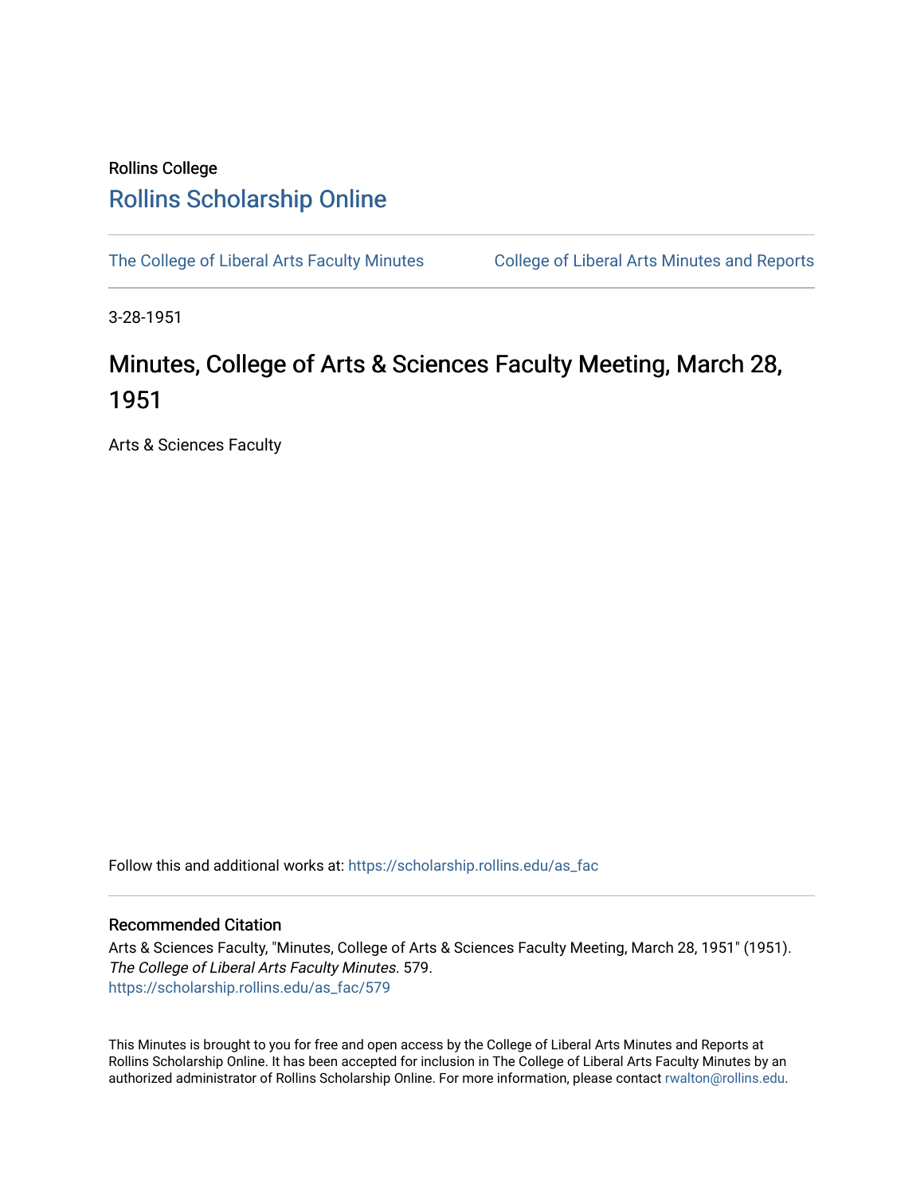Rollins College

# Rollins Scholarship Online

The College of Liberal Arts Faculty Minutes | College of Liberal Arts Minutes and Reports

3-28-1951

# Minutes, College of Arts & Sciences Faculty Meeting, March 28, 1951

Arts & Sciences Faculty

Follow this and additional works at: https://scholarship.rollins.edu/as_fac

## Recommended Citation

Arts & Sciences Faculty, "Minutes, College of Arts & Sciences Faculty Meeting, March 28, 1951" (1951). *The College of Liberal Arts Faculty Minutes*. 579.
https://scholarship.rollins.edu/as_fac/579

This Minutes is brought to you for free and open access by the College of Liberal Arts Minutes and Reports at Rollins Scholarship Online. It has been accepted for inclusion in The College of Liberal Arts Faculty Minutes by an authorized administrator of Rollins Scholarship Online. For more information, please contact rwalton@rollins.edu.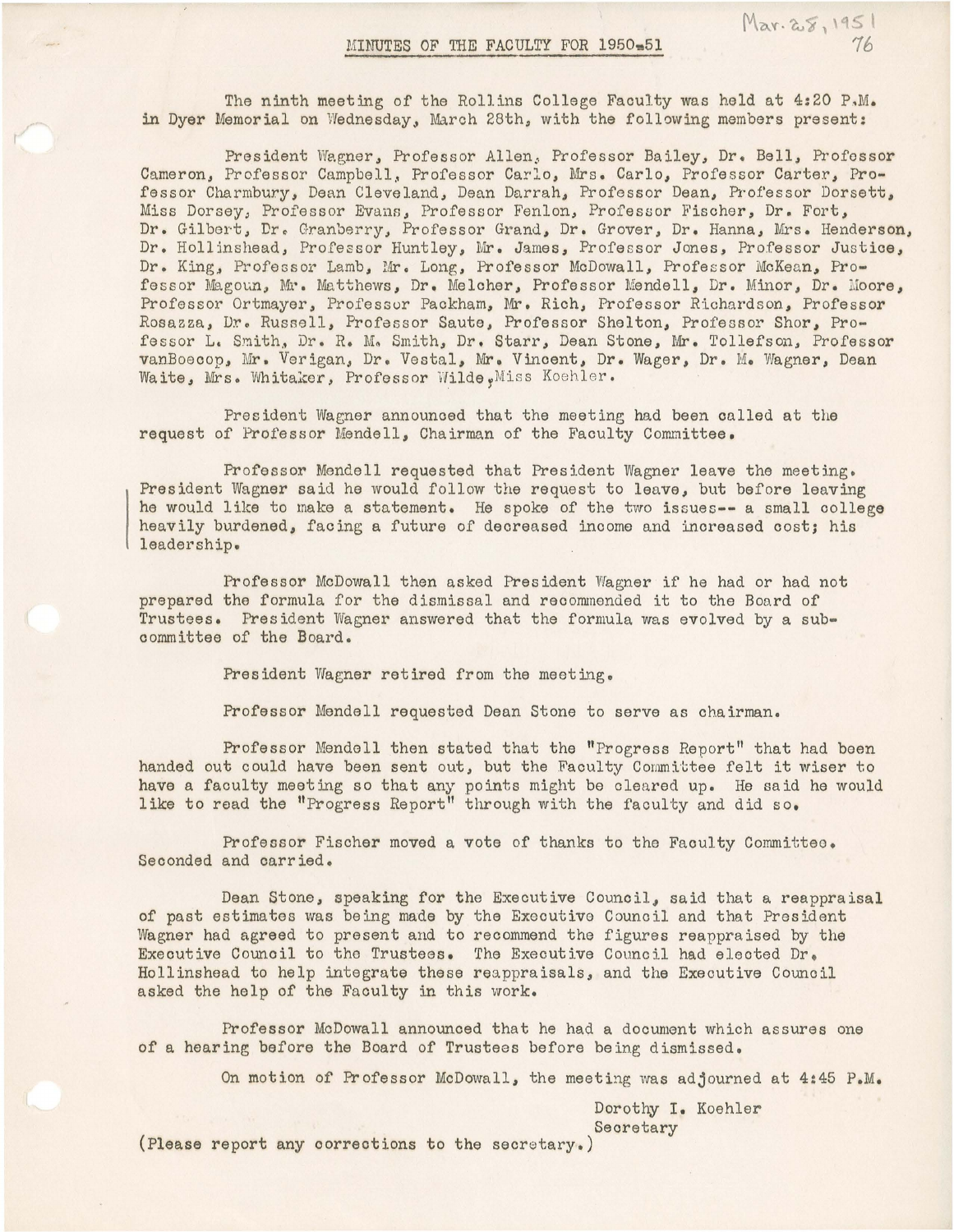Mar. 28, 1951

## MINUTES OF THE FACULTY FOR 1950-51

The ninth meeting of the Rollins College Faculty was held at 4:20 P.M. in Dyer Memorial on Wednesday, March 28th, with the following members present:

President Wagner, Professor Allen, Professor Bailey, Dr. Bell, Professor Cameron, Professor Campbell, Professor Carlo, Mrs. Carlo, Professor Carter, Professor Charmbury, Dean Cleveland, Dean Darrah, Professor Dean, Professor Dorsett, Miss Dorsey, Professor Evans, Professor Fenlon, Professor Fischer, Dr. Fort, Dr. Gilbert, Dr. Granberry, Professor Grand, Dr. Grover, Dr. Hanna, Mrs. Henderson, Dr. Hollinshead, Professor Huntley, Mr. James, Professor Jones, Professor Justice, Dr. King, Professor Lamb, Mr. Long, Professor McDowall, Professor McKean, Professor Magoun, Mr. Matthews, Dr. Melcher, Professor Mendell, Dr. Minor, Dr. Moore, Professor Ortmayer, Professor Packham, Mr. Rich, Professor Richardson, Professor Rosazza, Dr. Russell, Professor Saute, Professor Shelton, Professor Shor, Professor L. Smith, Dr. R. M. Smith, Dr. Starr, Dean Stone, Mr. Tollefson, Professor vanBoecop, Mr. Verigan, Dr. Vestal, Mr. Vincent, Dr. Wager, Dr. M. Wagner, Dean Waite, Mrs. Whitaker, Professor Wilde, Miss Koehler.

President Wagner announced that the meeting had been called at the request of Professor Mendell, Chairman of the Faculty Committee.

Professor Mendell requested that President Wagner leave the meeting. President Wagner said he would follow the request to leave, but before leaving he would like to make a statement. He spoke of the two issues-- a small college heavily burdened, facing a future of decreased income and increased cost; his leadership.

Professor McDowall then asked President Wagner if he had or had not prepared the formula for the dismissal and recommended it to the Board of Trustees. President Wagner answered that the formula was evolved by a sub-committee of the Board.

President Wagner retired from the meeting.

Professor Mendell requested Dean Stone to serve as chairman.

Professor Mendell then stated that the "Progress Report" that had been handed out could have been sent out, but the Faculty Committee felt it wiser to have a faculty meeting so that any points might be cleared up. He said he would like to read the "Progress Report" through with the faculty and did so.

Professor Fischer moved a vote of thanks to the Faculty Committee. Seconded and carried.

Dean Stone, speaking for the Executive Council, said that a reappraisal of past estimates was being made by the Executive Council and that President Wagner had agreed to present and to recommend the figures reappraised by the Executive Council to the Trustees. The Executive Council had elected Dr. Hollinshead to help integrate these reappraisals, and the Executive Council asked the help of the Faculty in this work.

Professor McDowall announced that he had a document which assures one of a hearing before the Board of Trustees before being dismissed.

On motion of Professor McDowall, the meeting was adjourned at 4:45 P.M.

Dorothy I. Koehler
Secretary

(Please report any corrections to the secretary.)